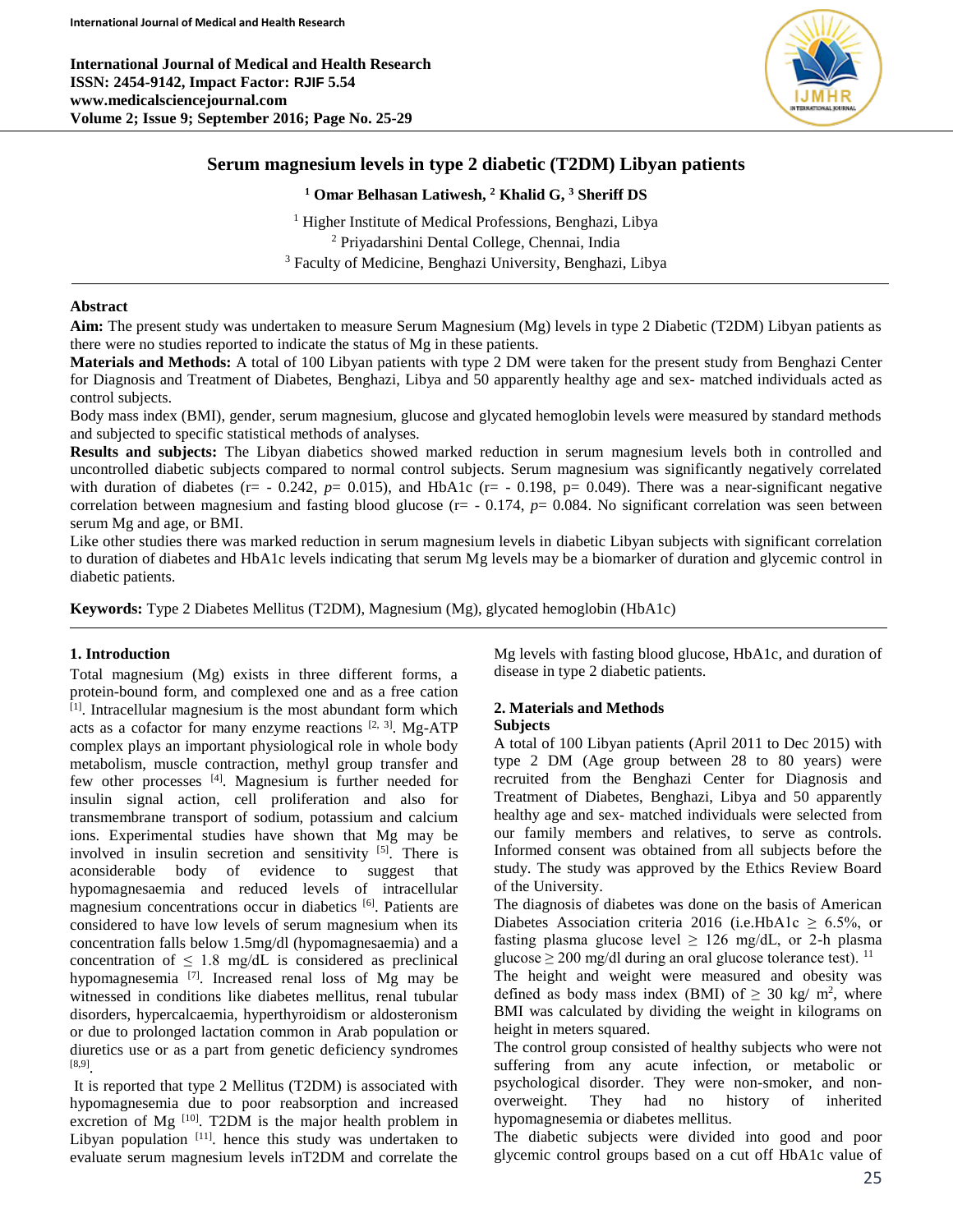# Serum magnesium levels in type 2 diabetic (T2DM) Libyan patients

**[1] Omar Belhasan Latiwesh, [2] Khalid G, [3] Sheriff DS**

[1] Higher Institute of Medical Professions, Benghazi, Libya
[2] Priyadarshini Dental College, Chennai, India
[3] Faculty of Medicine, Benghazi University, Benghazi, Libya

## Abstract

**Aim:** The present study was undertaken to measure Serum Magnesium (Mg) levels in type 2 Diabetic (T2DM) Libyan patients as there were no studies reported to indicate the status of Mg in these patients.

**Materials and Methods:** A total of 100 Libyan patients with type 2 DM were taken for the present study from Benghazi Center for Diagnosis and Treatment of Diabetes, Benghazi, Libya and 50 apparently healthy age and sex- matched individuals acted as control subjects.

Body mass index (BMI), gender, serum magnesium, glucose and glycated hemoglobin levels were measured by standard methods and subjected to specific statistical methods of analyses.

**Results and subjects:** The Libyan diabetics showed marked reduction in serum magnesium levels both in controlled and uncontrolled diabetic subjects compared to normal control subjects. Serum magnesium was significantly negatively correlated with duration of diabetes (r= - 0.242, *p*= 0.015), and HbA1c (r= - 0.198, p= 0.049). There was a near-significant negative correlation between magnesium and fasting blood glucose (r= - 0.174, *p*= 0.084. No significant correlation was seen between serum Mg and age, or BMI.

Like other studies there was marked reduction in serum magnesium levels in diabetic Libyan subjects with significant correlation to duration of diabetes and HbA1c levels indicating that serum Mg levels may be a biomarker of duration and glycemic control in diabetic patients.

**Keywords:** Type 2 Diabetes Mellitus (T2DM), Magnesium (Mg), glycated hemoglobin (HbA1c)

## 1. Introduction

Total magnesium (Mg) exists in three different forms, a protein-bound form, and complexed one and as a free cation [1]. Intracellular magnesium is the most abundant form which acts as a cofactor for many enzyme reactions [2, 3]. Mg-ATP complex plays an important physiological role in whole body metabolism, muscle contraction, methyl group transfer and few other processes [4]. Magnesium is further needed for insulin signal action, cell proliferation and also for transmembrane transport of sodium, potassium and calcium ions. Experimental studies have shown that Mg may be involved in insulin secretion and sensitivity [5]. There is aconsiderable body of evidence to suggest that hypomagnesaemia and reduced levels of intracellular magnesium concentrations occur in diabetics [6]. Patients are considered to have low levels of serum magnesium when its concentration falls below 1.5mg/dl (hypomagnesaemia) and a concentration of ≤ 1.8 mg/dL is considered as preclinical hypomagnesemia [7]. Increased renal loss of Mg may be witnessed in conditions like diabetes mellitus, renal tubular disorders, hypercalcaemia, hyperthyroidism or aldosteronism or due to prolonged lactation common in Arab population or diuretics use or as a part from genetic deficiency syndromes [8,9].

It is reported that type 2 Mellitus (T2DM) is associated with hypomagnesemia due to poor reabsorption and increased excretion of Mg [10]. T2DM is the major health problem in Libyan population [11]. hence this study was undertaken to evaluate serum magnesium levels inT2DM and correlate the Mg levels with fasting blood glucose, HbA1c, and duration of disease in type 2 diabetic patients.

## 2. Materials and Methods

### Subjects

A total of 100 Libyan patients (April 2011 to Dec 2015) with type 2 DM (Age group between 28 to 80 years) were recruited from the Benghazi Center for Diagnosis and Treatment of Diabetes, Benghazi, Libya and 50 apparently healthy age and sex- matched individuals were selected from our family members and relatives, to serve as controls. Informed consent was obtained from all subjects before the study. The study was approved by the Ethics Review Board of the University.

The diagnosis of diabetes was done on the basis of American Diabetes Association criteria 2016 (i.e.HbA1c ≥ 6.5%, or fasting plasma glucose level ≥ 126 mg/dL, or 2-h plasma glucose ≥ 200 mg/dl during an oral glucose tolerance test). [11]

The height and weight were measured and obesity was defined as body mass index (BMI) of ≥ 30 kg/ $m^2$, where BMI was calculated by dividing the weight in kilograms on height in meters squared.

The control group consisted of healthy subjects who were not suffering from any acute infection, or metabolic or psychological disorder. They were non-smoker, and non-overweight. They had no history of inherited hypomagnesemia or diabetes mellitus.

The diabetic subjects were divided into good and poor glycemic control groups based on a cut off HbA1c value of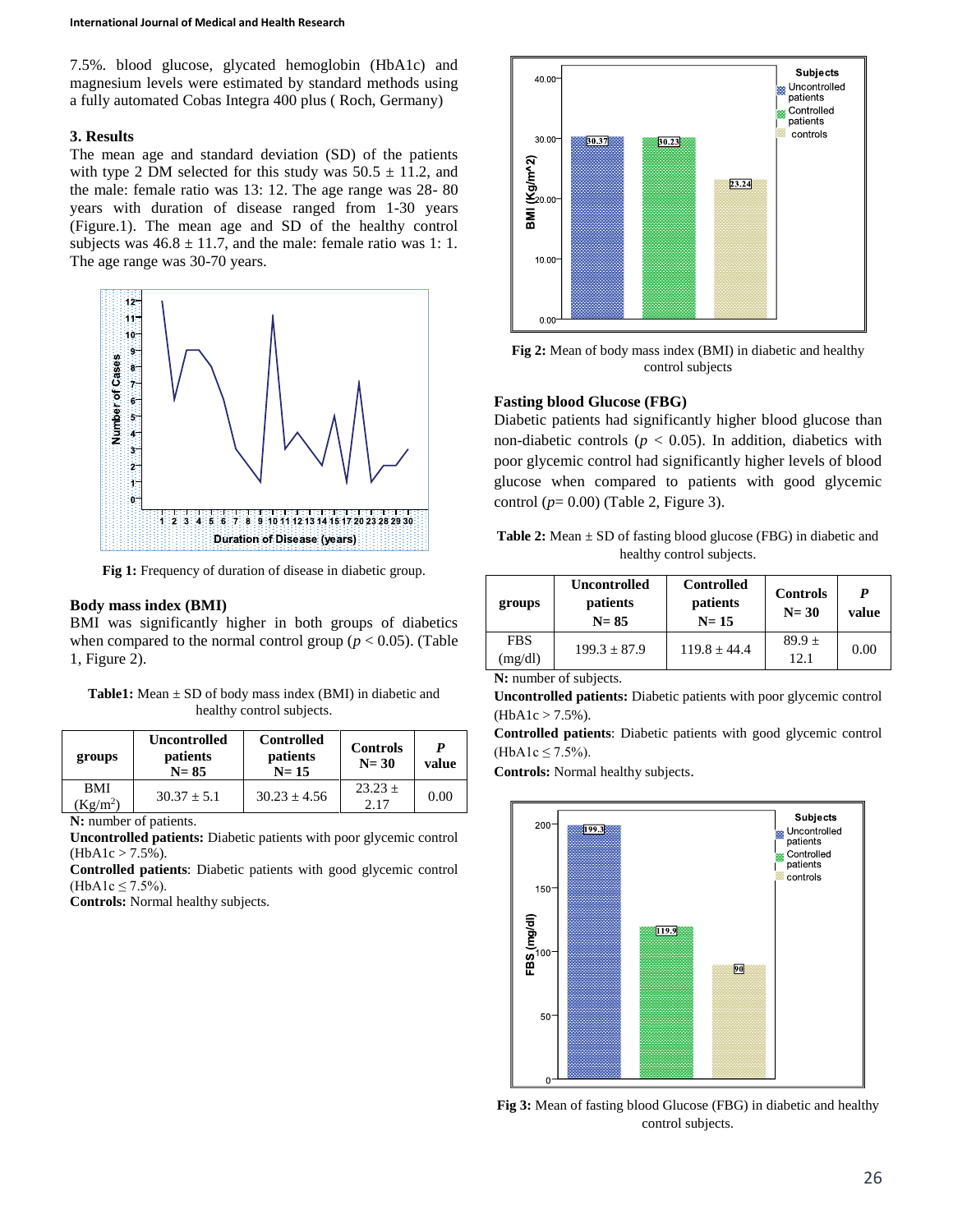7.5%. blood glucose, glycated hemoglobin (HbA1c) and magnesium levels were estimated by standard methods using a fully automated Cobas Integra 400 plus ( Roch, Germany)

### 3. Results

The mean age and standard deviation (SD) of the patients with type 2 DM selected for this study was 50.5 ± 11.2, and the male: female ratio was 13: 12. The age range was 28- 80 years with duration of disease ranged from 1-30 years (Figure.1). The mean age and SD of the healthy control subjects was 46.8 ± 11.7, and the male: female ratio was 1: 1. The age range was 30-70 years.

**Fig 1:** Frequency of duration of disease in diabetic group.

### Body mass index (BMI)

BMI was significantly higher in both groups of diabetics when compared to the normal control group ($p < 0.05$). (Table 1, Figure 2).

**Table1:** Mean ± SD of body mass index (BMI) in diabetic and healthy control subjects.

| groups | Uncontrolled patients N= 85 | Controlled patients N= 15 | Controls N= 30 | *P* value |
|---|---|---|---|---|
| BMI ($Kg/m^2$) | 30.37 ± 5.1 | 30.23 ± 4.56 | 23.23 ± 2.17 | 0.00 |

**N:** number of patients.
**Uncontrolled patients:** Diabetic patients with poor glycemic control (HbA1c > 7.5%).
**Controlled patients**: Diabetic patients with good glycemic control (HbA1c ≤ 7.5%).
**Controls:** Normal healthy subjects.

**Fig 2:** Mean of body mass index (BMI) in diabetic and healthy control subjects

### Fasting blood Glucose (FBG)

Diabetic patients had significantly higher blood glucose than non-diabetic controls ($p < 0.05$). In addition, diabetics with poor glycemic control had significantly higher levels of blood glucose when compared to patients with good glycemic control ($p$= 0.00) (Table 2, Figure 3).

**Table 2:** Mean ± SD of fasting blood glucose (FBG) in diabetic and healthy control subjects.

| groups | Uncontrolled patients N= 85 | Controlled patients N= 15 | Controls N= 30 | *P* value |
|---|---|---|---|---|
| FBS (mg/dl) | 199.3 ± 87.9 | 119.8 ± 44.4 | 89.9 ± 12.1 | 0.00 |

**N:** number of subjects.
**Uncontrolled patients:** Diabetic patients with poor glycemic control (HbA1c > 7.5%).
**Controlled patients**: Diabetic patients with good glycemic control (HbA1c ≤ 7.5%).
**Controls:** Normal healthy subjects.

**Fig 3:** Mean of fasting blood Glucose (FBG) in diabetic and healthy control subjects.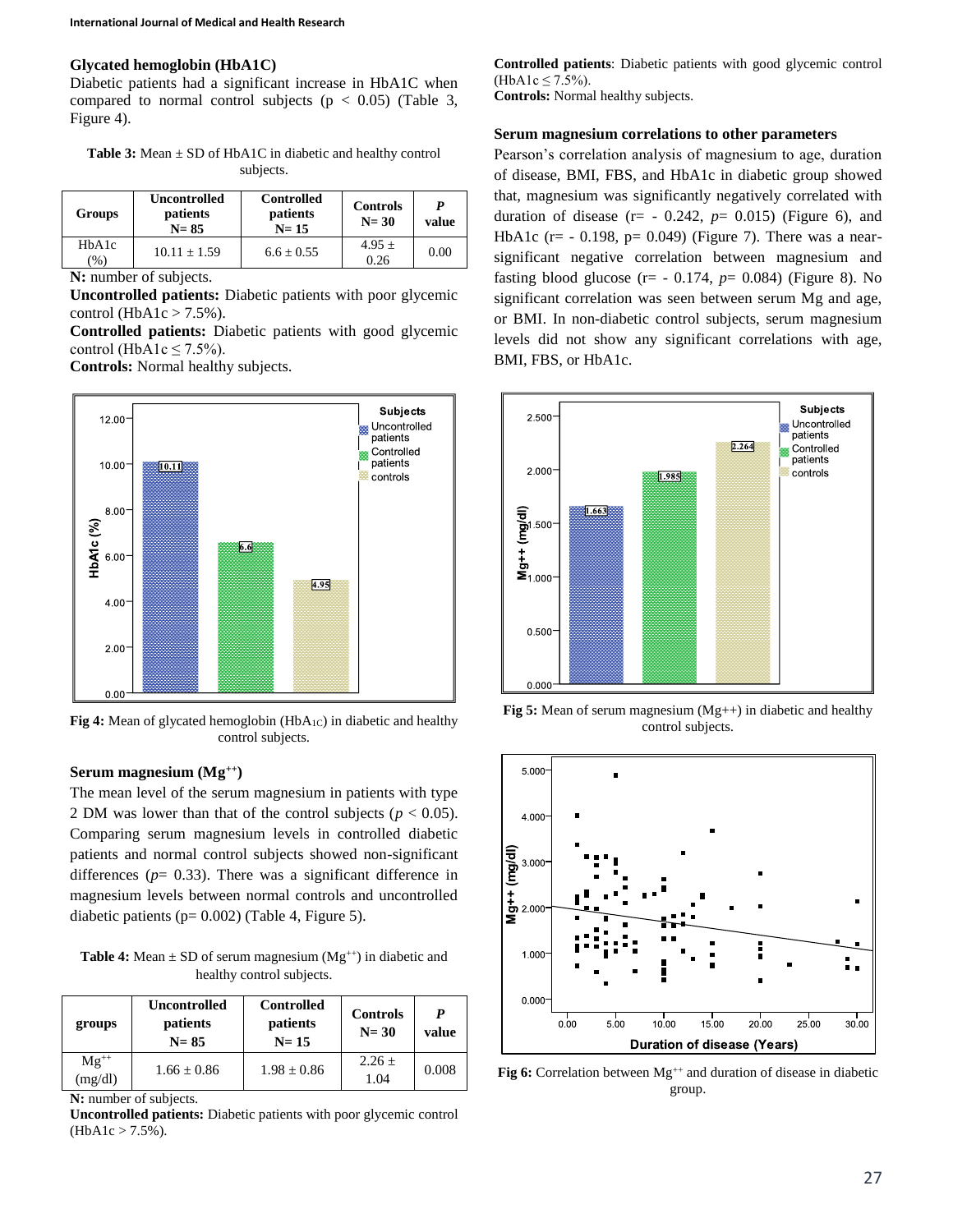### Glycated hemoglobin (HbA1C)

Diabetic patients had a significant increase in HbA1C when compared to normal control subjects ($p < 0.05$) (Table 3, Figure 4).

**Table 3:** Mean ± SD of HbA1C in diabetic and healthy control subjects.

| Groups | Uncontrolled patients N= 85 | Controlled patients N= 15 | Controls N= 30 | *P* value |
|---|---|---|---|---|
| HbA1c (%) | 10.11 ± 1.59 | 6.6 ± 0.55 | 4.95 ± 0.26 | 0.00 |

**N:** number of subjects.
**Uncontrolled patients:** Diabetic patients with poor glycemic control (HbA1c > 7.5%).
**Controlled patients:** Diabetic patients with good glycemic control (HbA1c ≤ 7.5%).
**Controls:** Normal healthy subjects.

**Fig 4:** Mean of glycated hemoglobin ($HbA_{1C}$) in diabetic and healthy control subjects.

### Serum magnesium ($Mg^{++}$)

The mean level of the serum magnesium in patients with type 2 DM was lower than that of the control subjects (*p* < 0.05). Comparing serum magnesium levels in controlled diabetic patients and normal control subjects showed non-significant differences (*p*= 0.33). There was a significant difference in magnesium levels between normal controls and uncontrolled diabetic patients (p= 0.002) (Table 4, Figure 5).

**Table 4:** Mean ± SD of serum magnesium ($Mg^{++}$) in diabetic and healthy control subjects.

| groups | Uncontrolled patients N= 85 | Controlled patients N= 15 | Controls N= 30 | *P* value |
|---|---|---|---|---|
| $Mg^{++}$ (mg/dl) | 1.66 ± 0.86 | 1.98 ± 0.86 | 2.26 ± 1.04 | 0.008 |

**N:** number of subjects.
**Uncontrolled patients:** Diabetic patients with poor glycemic control (HbA1c > 7.5%).
**Controlled patients**: Diabetic patients with good glycemic control (HbA1c ≤ 7.5%).
**Controls:** Normal healthy subjects.

### Serum magnesium correlations to other parameters

Pearson's correlation analysis of magnesium to age, duration of disease, BMI, FBS, and HbA1c in diabetic group showed that, magnesium was significantly negatively correlated with duration of disease (r= - 0.242, *p*= 0.015) (Figure 6), and HbA1c (r= - 0.198, p= 0.049) (Figure 7). There was a near-significant negative correlation between magnesium and fasting blood glucose (r= - 0.174, *p*= 0.084) (Figure 8). No significant correlation was seen between serum Mg and age, or BMI. In non-diabetic control subjects, serum magnesium levels did not show any significant correlations with age, BMI, FBS, or HbA1c.

**Fig 5:** Mean of serum magnesium (Mg++) in diabetic and healthy control subjects.

**Fig 6:** Correlation between $Mg^{++}$ and duration of disease in diabetic group.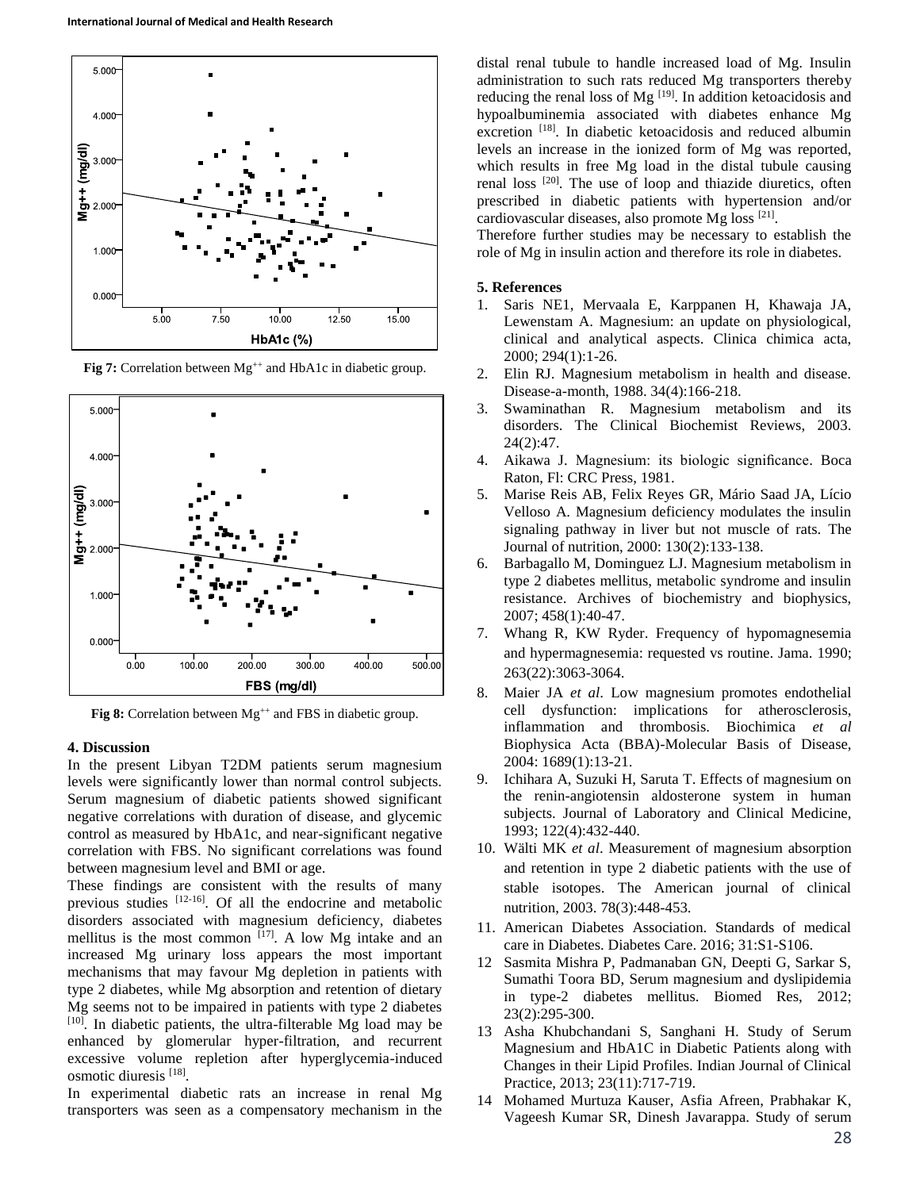Fig 7: Correlation between $Mg^{++}$ and HbA1c in diabetic group.

Fig 8: Correlation between $Mg^{++}$ and FBS in diabetic group.

## 4. Discussion

In the present Libyan T2DM patients serum magnesium levels were significantly lower than normal control subjects. Serum magnesium of diabetic patients showed significant negative correlations with duration of disease, and glycemic control as measured by HbA1c, and near-significant negative correlation with FBS. No significant correlations was found between magnesium level and BMI or age.

These findings are consistent with the results of many previous studies [12-16]. Of all the endocrine and metabolic disorders associated with magnesium deficiency, diabetes mellitus is the most common [17]. A low Mg intake and an increased Mg urinary loss appears the most important mechanisms that may favour Mg depletion in patients with type 2 diabetes, while Mg absorption and retention of dietary Mg seems not to be impaired in patients with type 2 diabetes [10]. In diabetic patients, the ultra-filterable Mg load may be enhanced by glomerular hyper-filtration, and recurrent excessive volume repletion after hyperglycemia-induced osmotic diuresis [18].

In experimental diabetic rats an increase in renal Mg transporters was seen as a compensatory mechanism in the distal renal tubule to handle increased load of Mg. Insulin administration to such rats reduced Mg transporters thereby reducing the renal loss of Mg [19]. In addition ketoacidosis and hypoalbuminemia associated with diabetes enhance Mg excretion [18]. In diabetic ketoacidosis and reduced albumin levels an increase in the ionized form of Mg was reported, which results in free Mg load in the distal tubule causing renal loss [20]. The use of loop and thiazide diuretics, often prescribed in diabetic patients with hypertension and/or cardiovascular diseases, also promote Mg loss [21].

Therefore further studies may be necessary to establish the role of Mg in insulin action and therefore its role in diabetes.

## 5. References

1. Saris NE1, Mervaala E, Karppanen H, Khawaja JA, Lewenstam A. Magnesium: an update on physiological, clinical and analytical aspects. Clinica chimica acta, 2000; 294(1):1-26.
2. Elin RJ. Magnesium metabolism in health and disease. Disease-a-month, 1988. 34(4):166-218.
3. Swaminathan R. Magnesium metabolism and its disorders. The Clinical Biochemist Reviews, 2003. 24(2):47.
4. Aikawa J. Magnesium: its biologic significance. Boca Raton, Fl: CRC Press, 1981.
5. Marise Reis AB, Felix Reyes GR, Mário Saad JA, Lício Velloso A. Magnesium deficiency modulates the insulin signaling pathway in liver but not muscle of rats. The Journal of nutrition, 2000: 130(2):133-138.
6. Barbagallo M, Dominguez LJ. Magnesium metabolism in type 2 diabetes mellitus, metabolic syndrome and insulin resistance. Archives of biochemistry and biophysics, 2007; 458(1):40-47.
7. Whang R, KW Ryder. Frequency of hypomagnesemia and hypermagnesemia: requested vs routine. Jama. 1990; 263(22):3063-3064.
8. Maier JA *et al*. Low magnesium promotes endothelial cell dysfunction: implications for atherosclerosis, inflammation and thrombosis. Biochimica *et al* Biophysica Acta (BBA)-Molecular Basis of Disease, 2004: 1689(1):13-21.
9. Ichihara A, Suzuki H, Saruta T. Effects of magnesium on the renin-angiotensin aldosterone system in human subjects. Journal of Laboratory and Clinical Medicine, 1993; 122(4):432-440.
10. Wälti MK *et al*. Measurement of magnesium absorption and retention in type 2 diabetic patients with the use of stable isotopes. The American journal of clinical nutrition, 2003. 78(3):448-453.
11. American Diabetes Association. Standards of medical care in Diabetes. Diabetes Care. 2016; 31:S1-S106.
12. Sasmita Mishra P, Padmanaban GN, Deepti G, Sarkar S, Sumathi Toora BD, Serum magnesium and dyslipidemia in type-2 diabetes mellitus. Biomed Res, 2012; 23(2):295-300.
13. Asha Khubchandani S, Sanghani H. Study of Serum Magnesium and HbA1C in Diabetic Patients along with Changes in their Lipid Profiles. Indian Journal of Clinical Practice, 2013; 23(11):717-719.
14. Mohamed Murtuza Kauser, Asfia Afreen, Prabhakar K, Vageesh Kumar SR, Dinesh Javarappa. Study of serum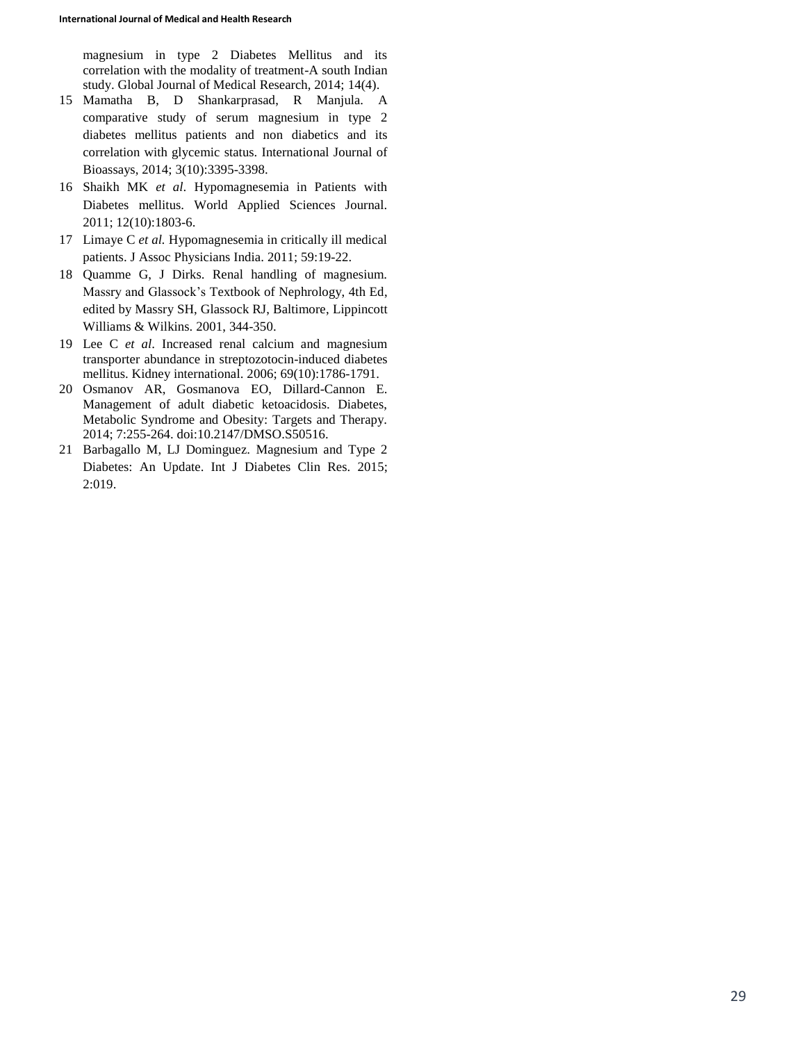magnesium in type 2 Diabetes Mellitus and its correlation with the modality of treatment-A south Indian study. Global Journal of Medical Research, 2014; 14(4).

15 Mamatha B, D Shankarprasad, R Manjula. A comparative study of serum magnesium in type 2 diabetes mellitus patients and non diabetics and its correlation with glycemic status. International Journal of Bioassays, 2014; 3(10):3395-3398.

16 Shaikh MK *et al*. Hypomagnesemia in Patients with Diabetes mellitus. World Applied Sciences Journal. 2011; 12(10):1803-6.

17 Limaye C *et al.* Hypomagnesemia in critically ill medical patients. J Assoc Physicians India. 2011; 59:19-22.

18 Quamme G, J Dirks. Renal handling of magnesium. Massry and Glassock's Textbook of Nephrology, 4th Ed, edited by Massry SH, Glassock RJ, Baltimore, Lippincott Williams & Wilkins. 2001, 344-350.

19 Lee C *et al*. Increased renal calcium and magnesium transporter abundance in streptozotocin-induced diabetes mellitus. Kidney international. 2006; 69(10):1786-1791.

20 Osmanov AR, Gosmanova EO, Dillard-Cannon E. Management of adult diabetic ketoacidosis. Diabetes, Metabolic Syndrome and Obesity: Targets and Therapy. 2014; 7:255-264. doi:10.2147/DMSO.S50516.

21 Barbagallo M, LJ Dominguez. Magnesium and Type 2 Diabetes: An Update. Int J Diabetes Clin Res. 2015; 2:019.